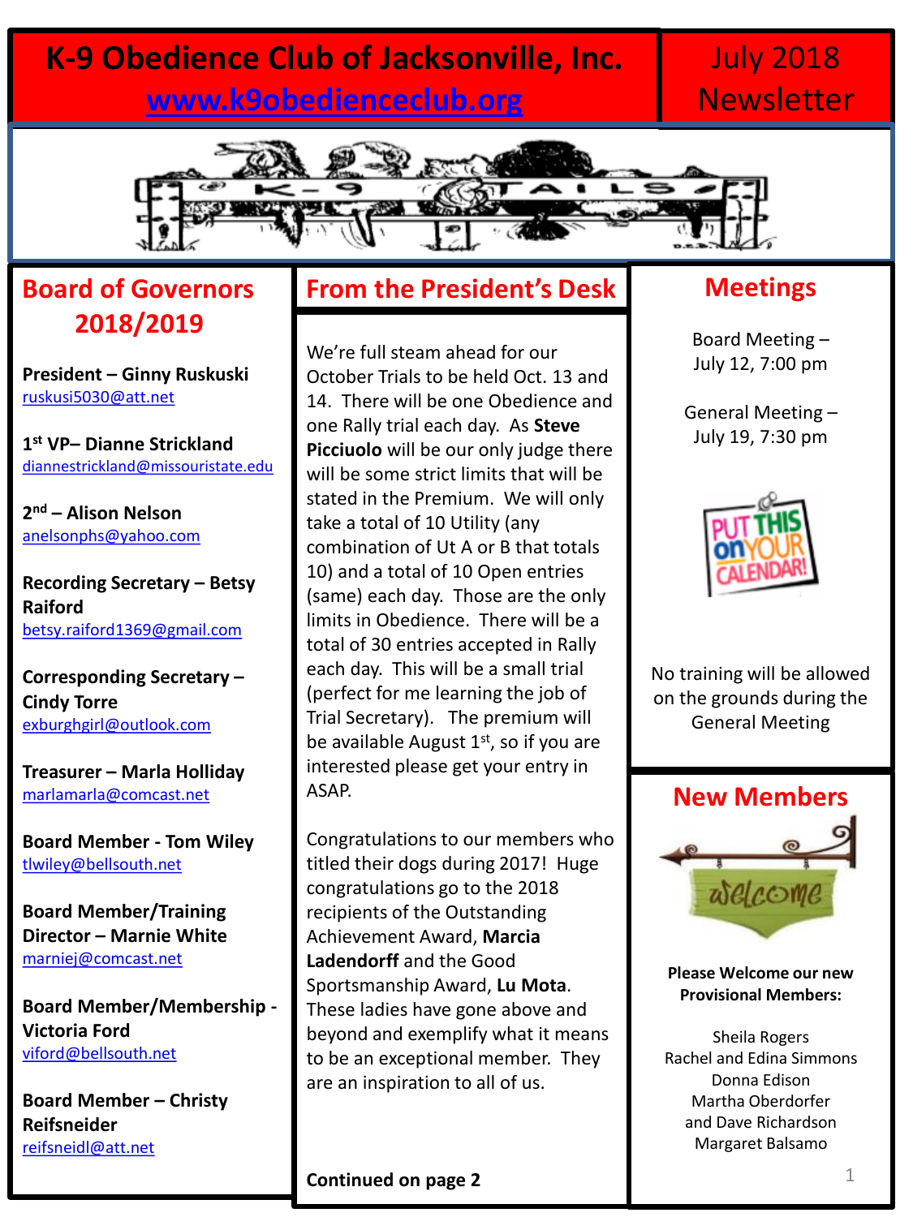# K-9 Obedience Club of Jacksonville, Inc.

www.k9obedienceclub.org

July 2018 Newsletter

## Board of Governors 2018/2019

**President – Ginny Ruskuski**
ruskusi5030@att.net

**1st VP– Dianne Strickland**
diannestrickland@missouristate.edu

**2nd – Alison Nelson**
anelsonphs@yahoo.com

**Recording Secretary – Betsy Raiford**
betsy.raiford1369@gmail.com

**Corresponding Secretary – Cindy Torre**
exburghgirl@outlook.com

**Treasurer – Marla Holliday**
marlamarla@comcast.net

**Board Member - Tom Wiley**
tlwiley@bellsouth.net

**Board Member/Training Director – Marnie White**
marniej@comcast.net

**Board Member/Membership - Victoria Ford**
viford@bellsouth.net

**Board Member – Christy Reifsneider**
reifsneidl@att.net

## From the President's Desk

We're full steam ahead for our October Trials to be held Oct. 13 and 14. There will be one Obedience and one Rally trial each day. As **Steve Picciuolo** will be our only judge there will be some strict limits that will be stated in the Premium. We will only take a total of 10 Utility (any combination of Ut A or B that totals 10) and a total of 10 Open entries (same) each day. Those are the only limits in Obedience. There will be a total of 30 entries accepted in Rally each day. This will be a small trial (perfect for me learning the job of Trial Secretary). The premium will be available August 1st, so if you are interested please get your entry in ASAP.

Congratulations to our members who titled their dogs during 2017! Huge congratulations go to the 2018 recipients of the Outstanding Achievement Award, **Marcia Ladendorff** and the Good Sportsmanship Award, **Lu Mota**. These ladies have gone above and beyond and exemplify what it means to be an exceptional member. They are an inspiration to all of us.

**Continued on page 2**

## Meetings

Board Meeting – July 12, 7:00 pm

General Meeting – July 19, 7:30 pm

No training will be allowed on the grounds during the General Meeting

## New Members

**Please Welcome our new Provisional Members:**

Sheila Rogers
Rachel and Edina Simmons
Donna Edison
Martha Oberdorfer
and Dave Richardson
Margaret Balsamo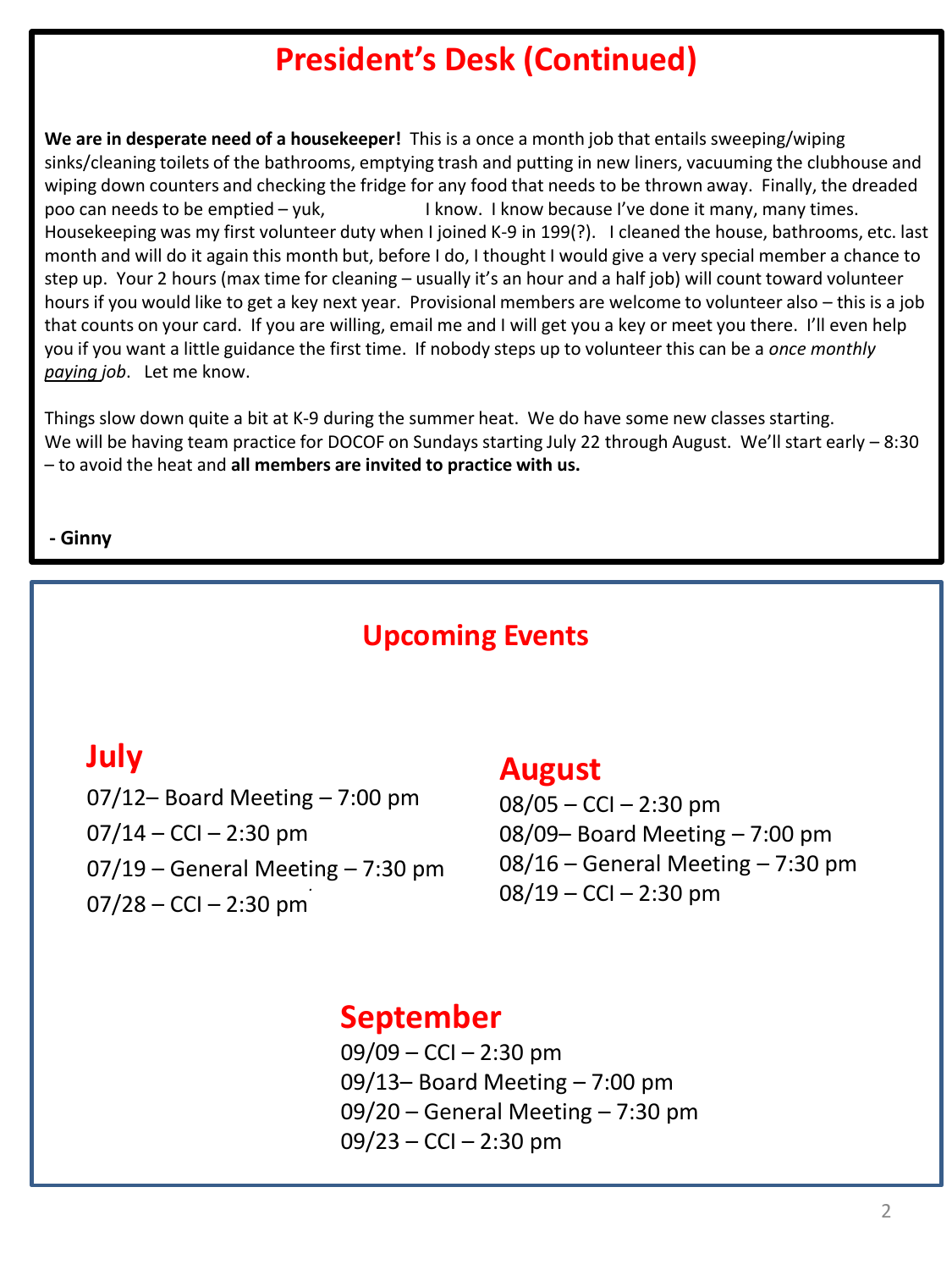# President's Desk (Continued)

**We are in desperate need of a housekeeper!** This is a once a month job that entails sweeping/wiping sinks/cleaning toilets of the bathrooms, emptying trash and putting in new liners, vacuuming the clubhouse and wiping down counters and checking the fridge for any food that needs to be thrown away. Finally, the dreaded poo can needs to be emptied – yuk, I know. I know because I've done it many, many times. Housekeeping was my first volunteer duty when I joined K-9 in 199(?). I cleaned the house, bathrooms, etc. last month and will do it again this month but, before I do, I thought I would give a very special member a chance to step up. Your 2 hours (max time for cleaning – usually it's an hour and a half job) will count toward volunteer hours if you would like to get a key next year. Provisional members are welcome to volunteer also – this is a job that counts on your card. If you are willing, email me and I will get you a key or meet you there. I'll even help you if you want a little guidance the first time. If nobody steps up to volunteer this can be a *once monthly paying job*. Let me know.

Things slow down quite a bit at K-9 during the summer heat. We do have some new classes starting. We will be having team practice for DOCOF on Sundays starting July 22 through August. We'll start early – 8:30 – to avoid the heat and **all members are invited to practice with us.**

**- Ginny**

## Upcoming Events

### July

07/12– Board Meeting – 7:00 pm
07/14 – CCI – 2:30 pm
07/19 – General Meeting – 7:30 pm
07/28 – CCI – 2:30 pm

### August

08/05 – CCI – 2:30 pm
08/09– Board Meeting – 7:00 pm
08/16 – General Meeting – 7:30 pm
08/19 – CCI – 2:30 pm

### September

09/09 – CCI – 2:30 pm
09/13– Board Meeting – 7:00 pm
09/20 – General Meeting – 7:30 pm
09/23 – CCI – 2:30 pm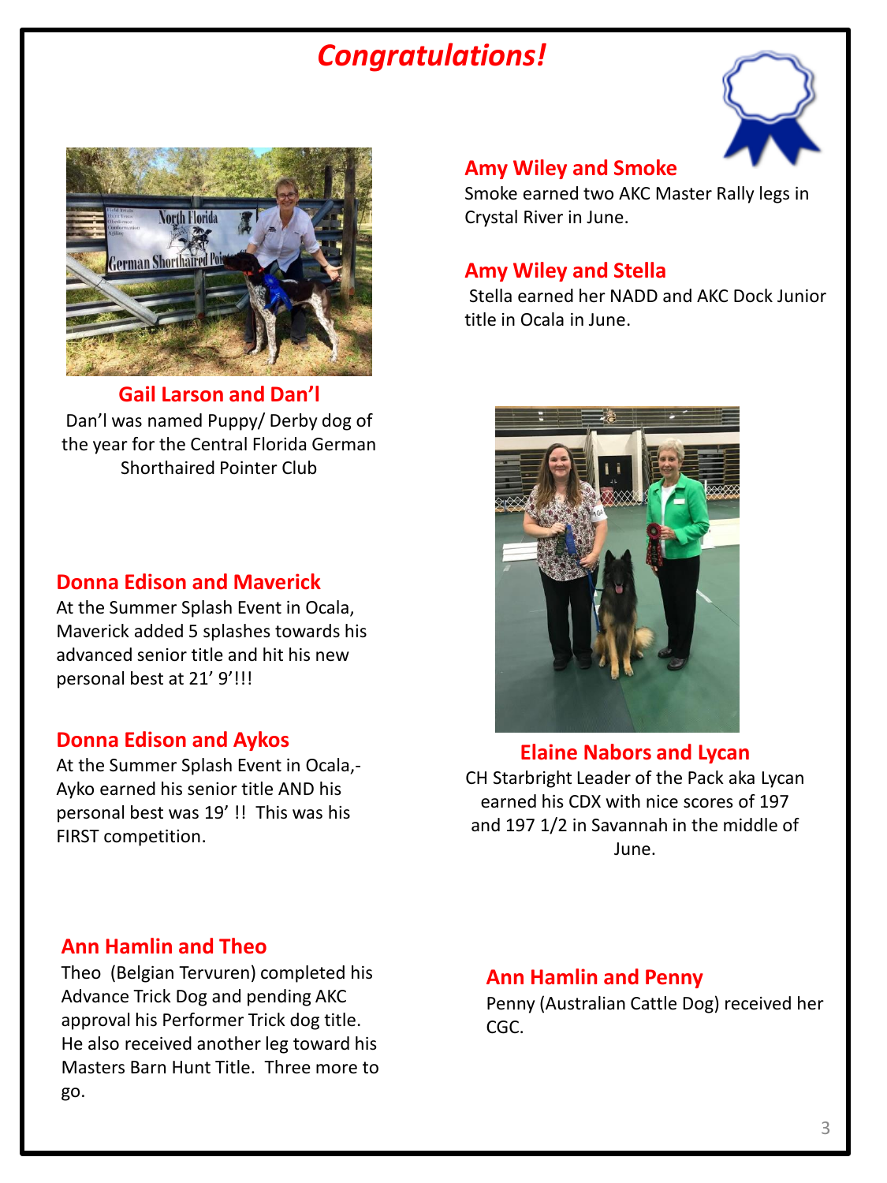# *Congratulations!*

### Gail Larson and Dan'l

Dan'l was named Puppy/ Derby dog of the year for the Central Florida German Shorthaired Pointer Club

### Amy Wiley and Smoke

Smoke earned two AKC Master Rally legs in Crystal River in June.

### Amy Wiley and Stella

Stella earned her NADD and AKC Dock Junior title in Ocala in June.

### Donna Edison and Maverick

At the Summer Splash Event in Ocala, Maverick added 5 splashes towards his advanced senior title and hit his new personal best at 21' 9'!!!

### Donna Edison and Aykos

At the Summer Splash Event in Ocala,- Ayko earned his senior title AND his personal best was 19' !! This was his FIRST competition.

### Elaine Nabors and Lycan

CH Starbright Leader of the Pack aka Lycan earned his CDX with nice scores of 197 and 197 1/2 in Savannah in the middle of June.

### Ann Hamlin and Theo

Theo (Belgian Tervuren) completed his Advance Trick Dog and pending AKC approval his Performer Trick dog title. He also received another leg toward his Masters Barn Hunt Title. Three more to go.

### Ann Hamlin and Penny

Penny (Australian Cattle Dog) received her CGC.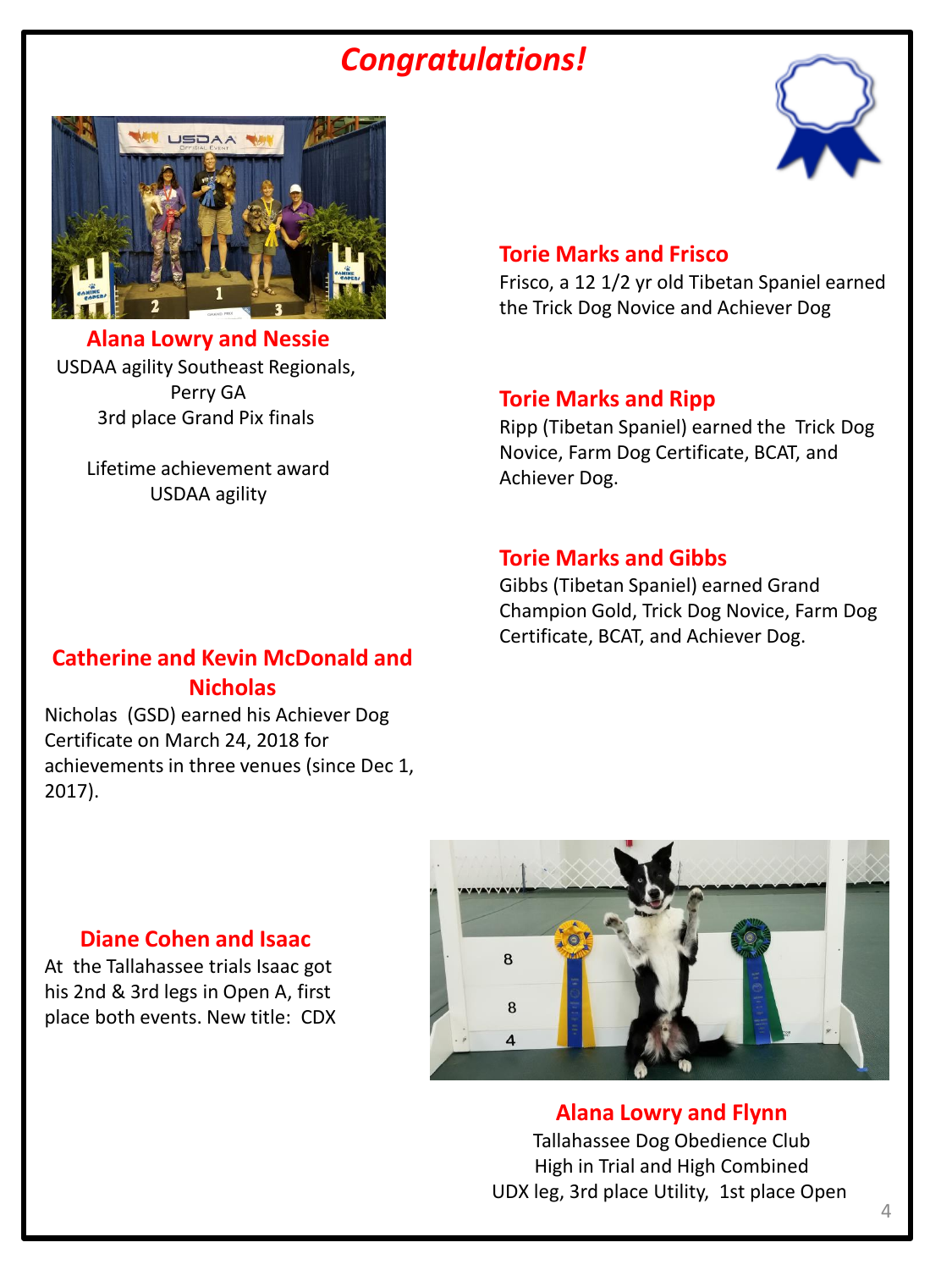# Congratulations!

### Alana Lowry and Nessie

USDAA agility Southeast Regionals, Perry GA
3rd place Grand Pix finals

Lifetime achievement award
USDAA agility

### Catherine and Kevin McDonald and Nicholas

Nicholas (GSD) earned his Achiever Dog Certificate on March 24, 2018 for achievements in three venues (since Dec 1, 2017).

### Diane Cohen and Isaac

At the Tallahassee trials Isaac got his 2nd & 3rd legs in Open A, first place both events. New title: CDX

### Torie Marks and Frisco

Frisco, a 12 1/2 yr old Tibetan Spaniel earned the Trick Dog Novice and Achiever Dog

### Torie Marks and Ripp

Ripp (Tibetan Spaniel) earned the Trick Dog Novice, Farm Dog Certificate, BCAT, and Achiever Dog.

### Torie Marks and Gibbs

Gibbs (Tibetan Spaniel) earned Grand Champion Gold, Trick Dog Novice, Farm Dog Certificate, BCAT, and Achiever Dog.

### Alana Lowry and Flynn

Tallahassee Dog Obedience Club
High in Trial and High Combined
UDX leg, 3rd place Utility, 1st place Open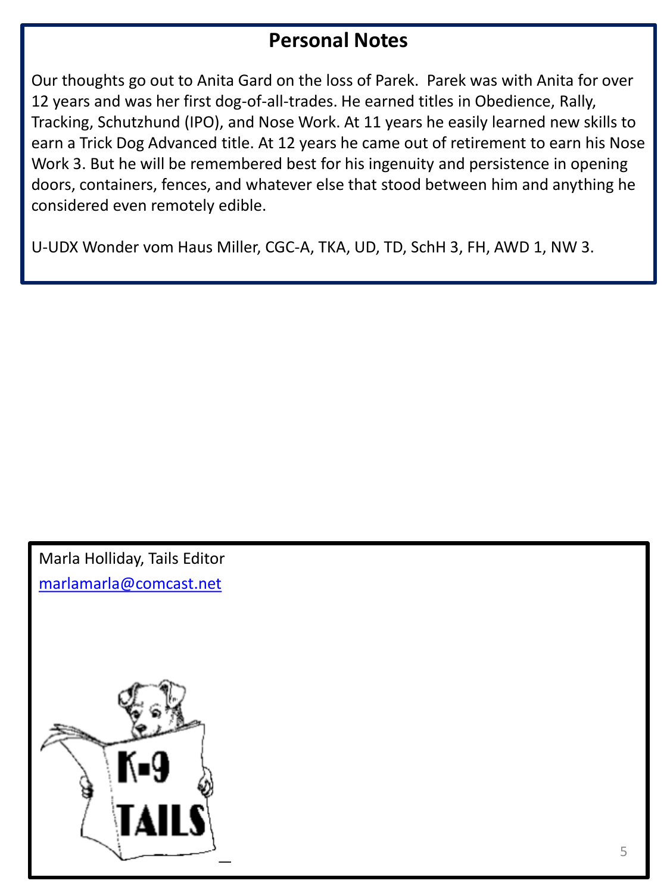## Personal Notes

Our thoughts go out to Anita Gard on the loss of Parek. Parek was with Anita for over 12 years and was her first dog-of-all-trades. He earned titles in Obedience, Rally, Tracking, Schutzhund (IPO), and Nose Work. At 11 years he easily learned new skills to earn a Trick Dog Advanced title. At 12 years he came out of retirement to earn his Nose Work 3. But he will be remembered best for his ingenuity and persistence in opening doors, containers, fences, and whatever else that stood between him and anything he considered even remotely edible.

U-UDX Wonder vom Haus Miller, CGC-A, TKA, UD, TD, SchH 3, FH, AWD 1, NW 3.

Marla Holliday, Tails Editor

marlamarla@comcast.net

K-9 TAILS